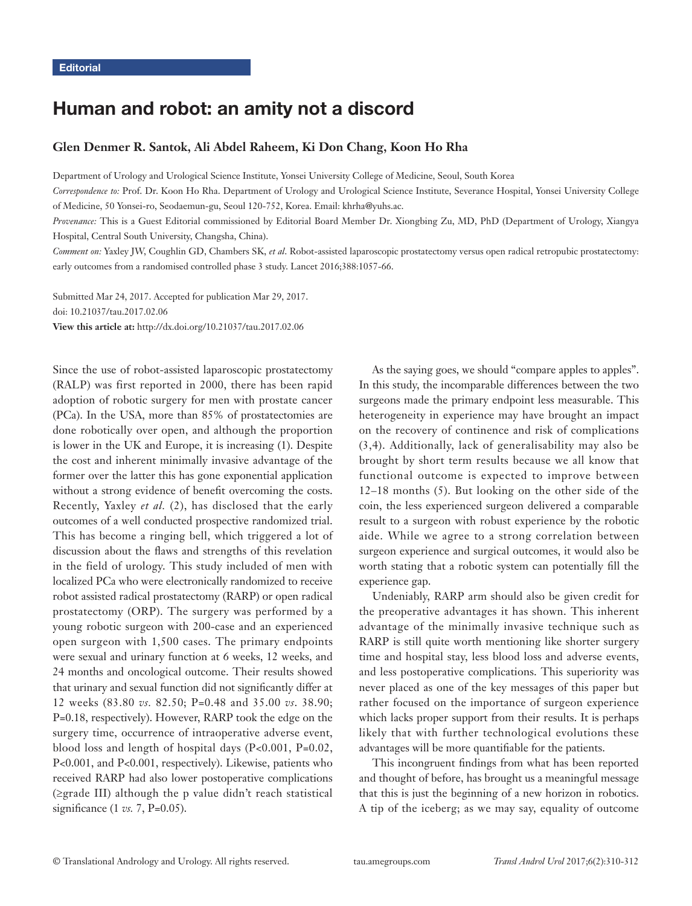Editorial

# Human and robot: an amity not a discord

**Glen Denmer R. Santok, Ali Abdel Raheem, Ki Don Chang, Koon Ho Rha**

Department of Urology and Urological Science Institute, Yonsei University College of Medicine, Seoul, South Korea

*Correspondence to:* Prof. Dr. Koon Ho Rha. Department of Urology and Urological Science Institute, Severance Hospital, Yonsei University College of Medicine, 50 Yonsei-ro, Seodaemun-gu, Seoul 120-752, Korea. Email: khrha@yuhs.ac.

*Provenance:* This is a Guest Editorial commissioned by Editorial Board Member Dr. Xiongbing Zu, MD, PhD (Department of Urology, Xiangya Hospital, Central South University, Changsha, China).

*Comment on:* Yaxley JW, Coughlin GD, Chambers SK, *et al*. Robot-assisted laparoscopic prostatectomy versus open radical retropubic prostatectomy: early outcomes from a randomised controlled phase 3 study. Lancet 2016;388:1057-66.

Submitted Mar 24, 2017. Accepted for publication Mar 29, 2017.
doi: 10.21037/tau.2017.02.06
**View this article at:** http://dx.doi.org/10.21037/tau.2017.02.06

Since the use of robot-assisted laparoscopic prostatectomy (RALP) was first reported in 2000, there has been rapid adoption of robotic surgery for men with prostate cancer (PCa). In the USA, more than 85% of prostatectomies are done robotically over open, and although the proportion is lower in the UK and Europe, it is increasing (1). Despite the cost and inherent minimally invasive advantage of the former over the latter this has gone exponential application without a strong evidence of benefit overcoming the costs. Recently, Yaxley *et al.* (2), has disclosed that the early outcomes of a well conducted prospective randomized trial. This has become a ringing bell, which triggered a lot of discussion about the flaws and strengths of this revelation in the field of urology. This study included of men with localized PCa who were electronically randomized to receive robot assisted radical prostatectomy (RARP) or open radical prostatectomy (ORP). The surgery was performed by a young robotic surgeon with 200-case and an experienced open surgeon with 1,500 cases. The primary endpoints were sexual and urinary function at 6 weeks, 12 weeks, and 24 months and oncological outcome. Their results showed that urinary and sexual function did not significantly differ at 12 weeks (83.80 *vs.* 82.50; P=0.48 and 35.00 *vs.* 38.90; P=0.18, respectively). However, RARP took the edge on the surgery time, occurrence of intraoperative adverse event, blood loss and length of hospital days (P<0.001, P=0.02, P<0.001, and P<0.001, respectively). Likewise, patients who received RARP had also lower postoperative complications (≥grade III) although the p value didn't reach statistical significance (1 *vs.* 7, P=0.05).

As the saying goes, we should "compare apples to apples". In this study, the incomparable differences between the two surgeons made the primary endpoint less measurable. This heterogeneity in experience may have brought an impact on the recovery of continence and risk of complications (3,4). Additionally, lack of generalisability may also be brought by short term results because we all know that functional outcome is expected to improve between 12–18 months (5). But looking on the other side of the coin, the less experienced surgeon delivered a comparable result to a surgeon with robust experience by the robotic aide. While we agree to a strong correlation between surgeon experience and surgical outcomes, it would also be worth stating that a robotic system can potentially fill the experience gap.

Undeniably, RARP arm should also be given credit for the preoperative advantages it has shown. This inherent advantage of the minimally invasive technique such as RARP is still quite worth mentioning like shorter surgery time and hospital stay, less blood loss and adverse events, and less postoperative complications. This superiority was never placed as one of the key messages of this paper but rather focused on the importance of surgeon experience which lacks proper support from their results. It is perhaps likely that with further technological evolutions these advantages will be more quantifiable for the patients.

This incongruent findings from what has been reported and thought of before, has brought us a meaningful message that this is just the beginning of a new horizon in robotics. A tip of the iceberg; as we may say, equality of outcome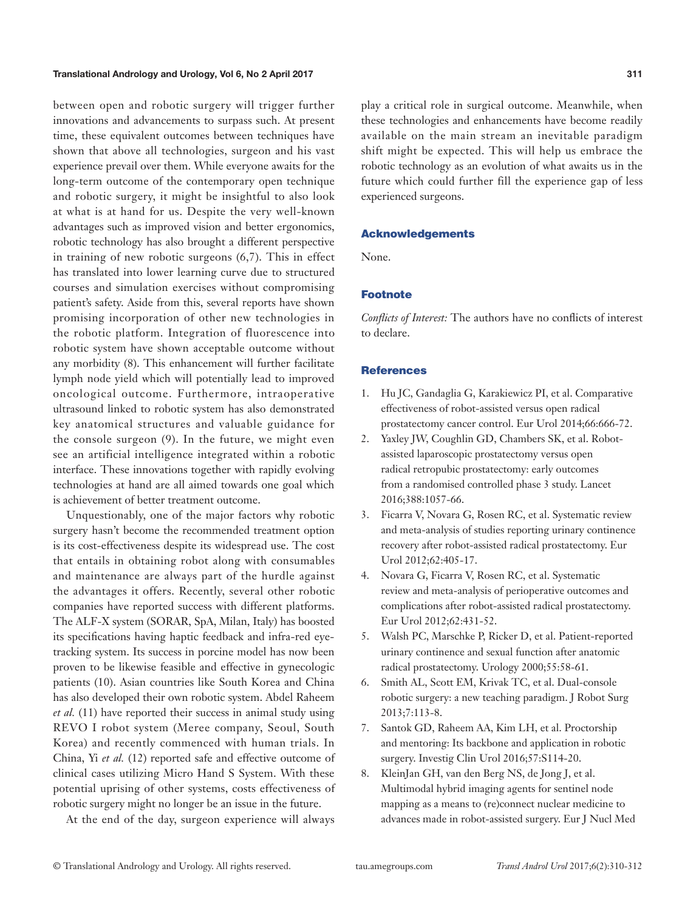between open and robotic surgery will trigger further innovations and advancements to surpass such. At present time, these equivalent outcomes between techniques have shown that above all technologies, surgeon and his vast experience prevail over them. While everyone awaits for the long-term outcome of the contemporary open technique and robotic surgery, it might be insightful to also look at what is at hand for us. Despite the very well-known advantages such as improved vision and better ergonomics, robotic technology has also brought a different perspective in training of new robotic surgeons (6,7). This in effect has translated into lower learning curve due to structured courses and simulation exercises without compromising patient's safety. Aside from this, several reports have shown promising incorporation of other new technologies in the robotic platform. Integration of fluorescence into robotic system have shown acceptable outcome without any morbidity (8). This enhancement will further facilitate lymph node yield which will potentially lead to improved oncological outcome. Furthermore, intraoperative ultrasound linked to robotic system has also demonstrated key anatomical structures and valuable guidance for the console surgeon (9). In the future, we might even see an artificial intelligence integrated within a robotic interface. These innovations together with rapidly evolving technologies at hand are all aimed towards one goal which is achievement of better treatment outcome.

Unquestionably, one of the major factors why robotic surgery hasn't become the recommended treatment option is its cost-effectiveness despite its widespread use. The cost that entails in obtaining robot along with consumables and maintenance are always part of the hurdle against the advantages it offers. Recently, several other robotic companies have reported success with different platforms. The ALF-X system (SORAR, SpA, Milan, Italy) has boosted its specifications having haptic feedback and infra-red eye-tracking system. Its success in porcine model has now been proven to be likewise feasible and effective in gynecologic patients (10). Asian countries like South Korea and China has also developed their own robotic system. Abdel Raheem *et al.* (11) have reported their success in animal study using REVO I robot system (Meree company, Seoul, South Korea) and recently commenced with human trials. In China, Yi *et al.* (12) reported safe and effective outcome of clinical cases utilizing Micro Hand S System. With these potential uprising of other systems, costs effectiveness of robotic surgery might no longer be an issue in the future.

At the end of the day, surgeon experience will always play a critical role in surgical outcome. Meanwhile, when these technologies and enhancements have become readily available on the main stream an inevitable paradigm shift might be expected. This will help us embrace the robotic technology as an evolution of what awaits us in the future which could further fill the experience gap of less experienced surgeons.

## Acknowledgements

None.

## Footnote

*Conflicts of Interest:* The authors have no conflicts of interest to declare.

## References

1. Hu JC, Gandaglia G, Karakiewicz PI, et al. Comparative effectiveness of robot-assisted versus open radical prostatectomy cancer control. Eur Urol 2014;66:666-72.
2. Yaxley JW, Coughlin GD, Chambers SK, et al. Robot-assisted laparoscopic prostatectomy versus open radical retropubic prostatectomy: early outcomes from a randomised controlled phase 3 study. Lancet 2016;388:1057-66.
3. Ficarra V, Novara G, Rosen RC, et al. Systematic review and meta-analysis of studies reporting urinary continence recovery after robot-assisted radical prostatectomy. Eur Urol 2012;62:405-17.
4. Novara G, Ficarra V, Rosen RC, et al. Systematic review and meta-analysis of perioperative outcomes and complications after robot-assisted radical prostatectomy. Eur Urol 2012;62:431-52.
5. Walsh PC, Marschke P, Ricker D, et al. Patient-reported urinary continence and sexual function after anatomic radical prostatectomy. Urology 2000;55:58-61.
6. Smith AL, Scott EM, Krivak TC, et al. Dual-console robotic surgery: a new teaching paradigm. J Robot Surg 2013;7:113-8.
7. Santok GD, Raheem AA, Kim LH, et al. Proctorship and mentoring: Its backbone and application in robotic surgery. Investig Clin Urol 2016;57:S114-20.
8. KleinJan GH, van den Berg NS, de Jong J, et al. Multimodal hybrid imaging agents for sentinel node mapping as a means to (re)connect nuclear medicine to advances made in robot-assisted surgery. Eur J Nucl Med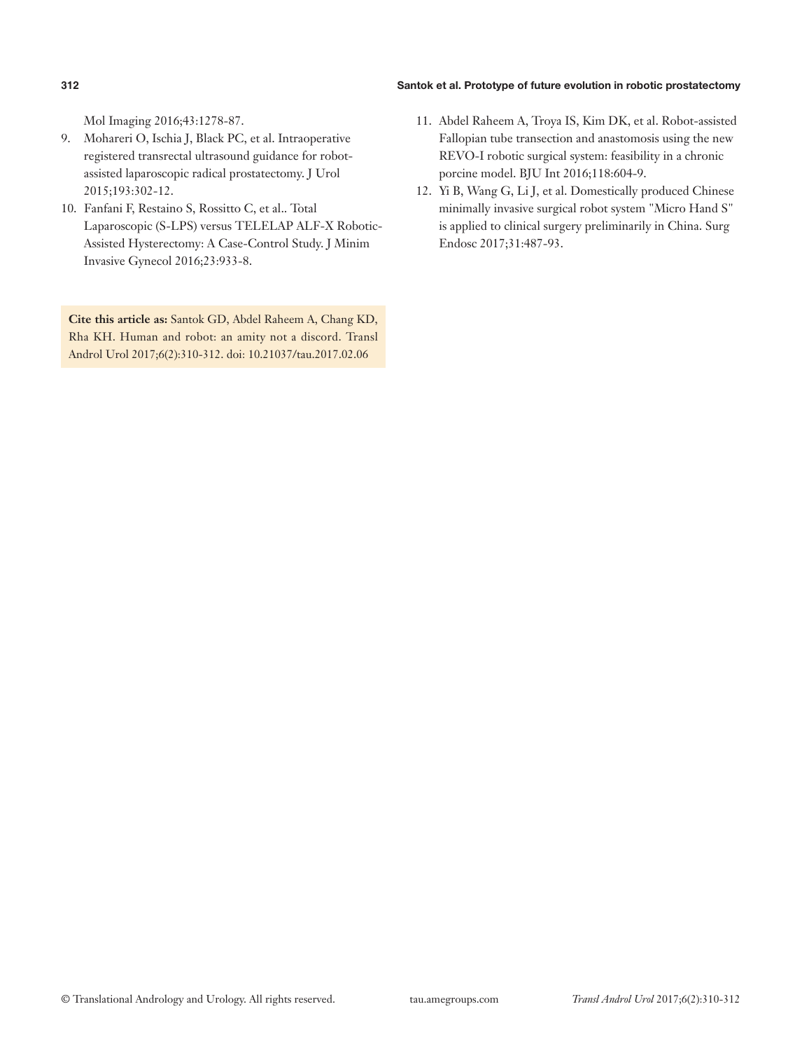Mol Imaging 2016;43:1278-87.

9. Mohareri O, Ischia J, Black PC, et al. Intraoperative registered transrectal ultrasound guidance for robot-assisted laparoscopic radical prostatectomy. J Urol 2015;193:302-12.
10. Fanfani F, Restaino S, Rossitto C, et al.. Total Laparoscopic (S-LPS) versus TELELAP ALF-X Robotic-Assisted Hysterectomy: A Case-Control Study. J Minim Invasive Gynecol 2016;23:933-8.
11. Abdel Raheem A, Troya IS, Kim DK, et al. Robot-assisted Fallopian tube transection and anastomosis using the new REVO-I robotic surgical system: feasibility in a chronic porcine model. BJU Int 2016;118:604-9.
12. Yi B, Wang G, Li J, et al. Domestically produced Chinese minimally invasive surgical robot system "Micro Hand S" is applied to clinical surgery preliminarily in China. Surg Endosc 2017;31:487-93.

**Cite this article as:** Santok GD, Abdel Raheem A, Chang KD, Rha KH. Human and robot: an amity not a discord. Transl Androl Urol 2017;6(2):310-312. doi: 10.21037/tau.2017.02.06